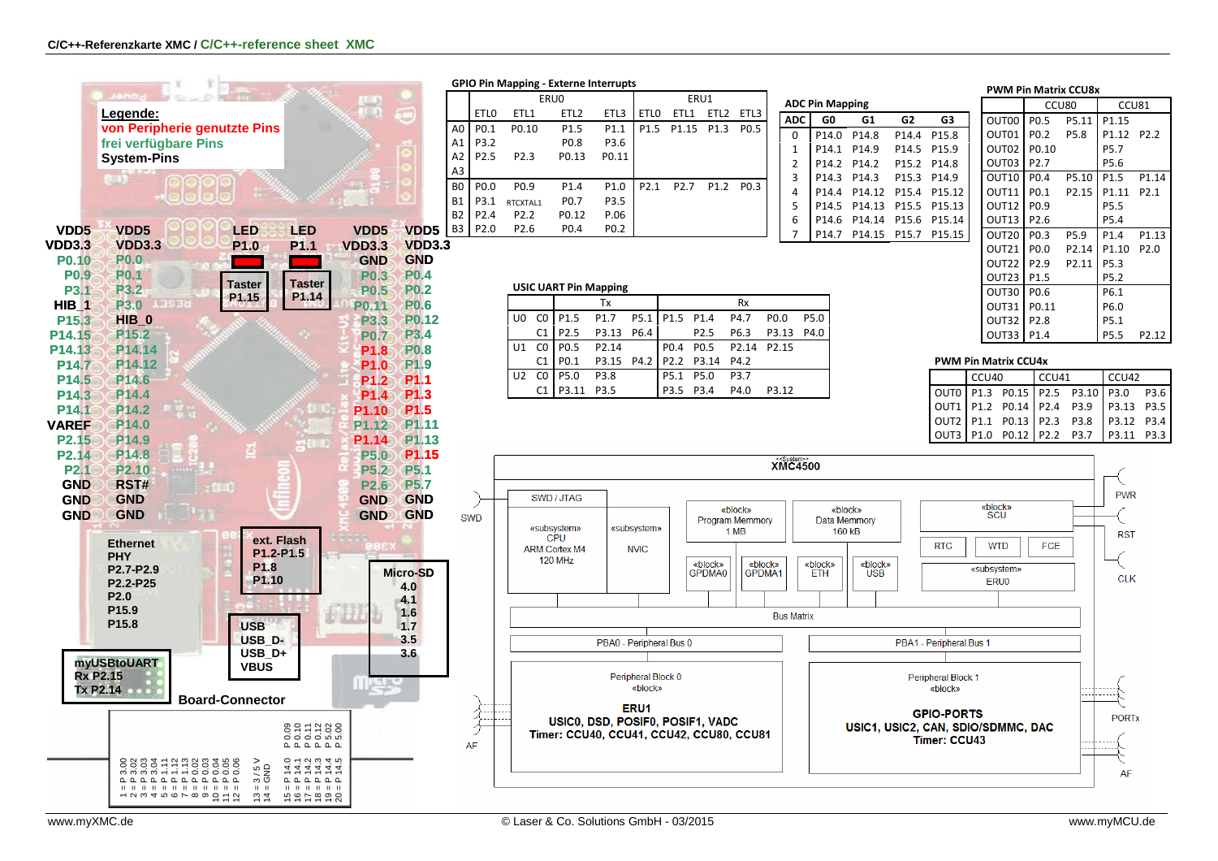**C/C++-Referenzkarte XMC / C/C++-reference sheet XMC**

**Legende:**
- von Peripherie genutzte Pins
- frei verfügbare Pins
- System-Pins

| Left outer | Left inner | | | Right inner | Right outer |
|---|---|---|---|---|---|
| VDD5 | VDD5 | LED P1.0 | LED P1.1 | VDD5 | VDD5 |
| VDD3.3 | VDD3.3 | | | VDD3.3 | VDD3.3 |
| P0.10 | P0.0 | | | GND | GND |
| P0.9 | P0.1 | Taster P1.15 | Taster P1.14 | P0.3 | P0.4 |
| P3.1 | P3.2 | | | P0.5 | P0.2 |
| HIB_1 | P3.0 | | | P0.11 | P0.6 |
| P15.3 | HIB_0 | | | P3.3 | P0.12 |
| P14.15 | P15.2 | | | P0.7 | P3.4 |
| P14.13 | P14.14 | | | P1.8 | P0.8 |
| P14.7 | P14.12 | | | P1.0 | P1.9 |
| P14.5 | P14.6 | | | P1.2 | P1.1 |
| P14.3 | P14.4 | | | P1.4 | P1.3 |
| P14.1 | P14.2 | | | P1.10 | P1.5 |
| VAREF | P14.0 | | | P1.12 | P1.11 |
| P2.15 | P14.9 | | | P1.14 | P1.13 |
| P2.14 | P14.8 | | | P5.0 | P1.15 |
| P2.1 | P2.10 | | | P5.2 | P5.1 |
| GND | RST# | | | P2.6 | P5.7 |
| GND | GND | | | GND | GND |
| GND | GND | | | GND | GND |

**Ethernet PHY**
P2.7-P2.9
P2.2-P25
P2.0
P15.9
P15.8

**ext. Flash**
P1.2-P1.5
P1.8
P1.10

**Micro-SD**
4.0
4.1
1.6
1.7
3.5
3.6

**USB**
USB_D-
USB_D+
VBUS

**myUSBtoUART**
Rx P2.15
Tx P2.14

**Board-Connector**

1 = P 3.00, 2 = P 3.02, 3 = P 3.03, 4 = P 3.04, 5 = P 1.11, 6 = P 1.12, 7 = P 1.13, 8 = P 0.02, 9 = P 0.03, 10 = P 0.04, 11 = P 0.05, 12 = P 0.06, 13 = 3 / 5 V, 14 = GND, 15 = P 14.0, 16 = P 14.1, 17 = P 14.2, 18 = P 14.3, 19 = P 14.4, 20 = P 14.5, P 0.09, P 0.10, P 0.11, P 0.12, P 5.02, P 5.00

## GPIO Pin Mapping - Externe Interrupts

| | ERU0 | | | | ERU1 | | | |
|---|---|---|---|---|---|---|---|---|
| | ETL0 | ETL1 | ETL2 | ETL3 | ETL0 | ETL1 | ETL2 | ETL3 |
| A0 | P0.1 | P0.10 | P1.5 | P1.1 | P1.5 | P1.15 | P1.3 | P0.5 |
| A1 | P3.2 | | P0.8 | P3.6 | | | | |
| A2 | P2.5 | P2.3 | P0.13 | P0.11 | | | | |
| A3 | | | | | | | | |
| B0 | P0.0 | P0.9 | P1.4 | P1.0 | P2.1 | P2.7 | P1.2 | P0.3 |
| B1 | P3.1 | RTCXTAL1 | P0.7 | P3.5 | | | | |
| B2 | P2.4 | P2.2 | P0.12 | P.06 | | | | |
| B3 | P2.0 | P2.6 | P0.4 | P0.2 | | | | |

## ADC Pin Mapping

| ADC | G0 | G1 | G2 | G3 |
|---|---|---|---|---|
| 0 | P14.0 | P14.8 | P14.4 | P15.8 |
| 1 | P14.1 | P14.9 | P14.5 | P15.9 |
| 2 | P14.2 | P14.2 | P15.2 | P14.8 |
| 3 | P14.3 | P14.3 | P15.3 | P14.9 |
| 4 | P14.4 | P14.12 | P15.4 | P15.12 |
| 5 | P14.5 | P14.13 | P15.5 | P15.13 |
| 6 | P14.6 | P14.14 | P15.6 | P15.14 |
| 7 | P14.7 | P14.15 | P15.7 | P15.15 |

## PWM Pin Matrix CCU8x

| | CCU80 | | CCU81 | |
|---|---|---|---|---|
| OUT00 | P0.5 | P5.11 | P1.15 | |
| OUT01 | P0.2 | P5.8 | P1.12 | P2.2 |
| OUT02 | P0.10 | | P5.7 | |
| OUT03 | P2.7 | | P5.6 | |
| OUT10 | P0.4 | P5.10 | P1.5 | P1.14 |
| OUT11 | P0.1 | P2.15 | P1.11 | P2.1 |
| OUT12 | P0.9 | | P5.5 | |
| OUT13 | P2.6 | | P5.4 | |
| OUT20 | P0.3 | P5.9 | P1.4 | P1.13 |
| OUT21 | P0.0 | P2.14 | P1.10 | P2.0 |
| OUT22 | P2.9 | P2.11 | P5.3 | |
| OUT23 | P1.5 | | P5.2 | |
| OUT30 | P0.6 | | P6.1 | |
| OUT31 | P0.11 | | P6.0 | |
| OUT32 | P2.8 | | P5.1 | |
| OUT33 | P1.4 | | P5.5 | P2.12 |

## USIC UART Pin Mapping

| | | Tx | | | Rx | | | | |
|---|---|---|---|---|---|---|---|---|---|
| U0 | C0 | P1.5 | P1.7 | P5.1 | P1.5 | P1.4 | P4.7 | P0.0 | P5.0 |
| | C1 | P2.5 | P3.13 | P6.4 | | P2.5 | P6.3 | P3.13 | P4.0 |
| U1 | C0 | P0.5 | P2.14 | | P0.4 | P0.5 | P2.14 | P2.15 | |
| | C1 | P0.1 | P3.15 | P4.2 | P2.2 | P3.14 | P4.2 | | |
| U2 | C0 | P5.0 | P3.8 | | P5.1 | P5.0 | P3.7 | | |
| | C1 | P3.11 | P3.5 | | P3.5 | P3.4 | P4.0 | P3.12 | |

## PWM Pin Matrix CCU4x

| | CCU40 | | CCU41 | | CCU42 | |
|---|---|---|---|---|---|---|
| OUT0 | P1.3 | P0.15 | P2.5 | P3.10 | P3.0 | P3.6 |
| OUT1 | P1.2 | P0.14 | P2.4 | P3.9 | P3.13 | P3.5 |
| OUT2 | P1.1 | P0.13 | P2.3 | P3.8 | P3.12 | P3.4 |
| OUT3 | P1.0 | P0.12 | P2.2 | P3.7 | P3.11 | P3.3 |

## <<System>> XMC4500

- SWD / JTAG (SWD)
- «subsystem» CPU: ARM Cortex M4, 120 MHz
- «subsystem» NVIC
- «block» Program Memmory 1 MB
- «block» Data Memmory 160 kB
- «block» SCU: RTC, WTD, FCE; «subsystem» ERU0 (PWR, RST, CLK)
- «block» GPDMA0, «block» GPDMA1, «block» ETH, «block» USB
- Bus Matrix
- PBA0 - Peripheral Bus 0
- PBA1 - Peripheral Bus 1
- Peripheral Block 0 «block»: **ERU1**, **USIC0, DSD, POSIF0, POSIF1, VADC**, **Timer: CCU40, CCU41, CCU42, CCU80, CCU81** (AF)
- Peripheral Block 1 «block»: **GPIO-PORTS**, **USIC1, USIC2, CAN, SDIO/SDMMC, DAC**, **Timer: CCU43** (PORTx, AF)

www.myXMC.de — © Laser & Co. Solutions GmbH - 03/2015 — www.myMCU.de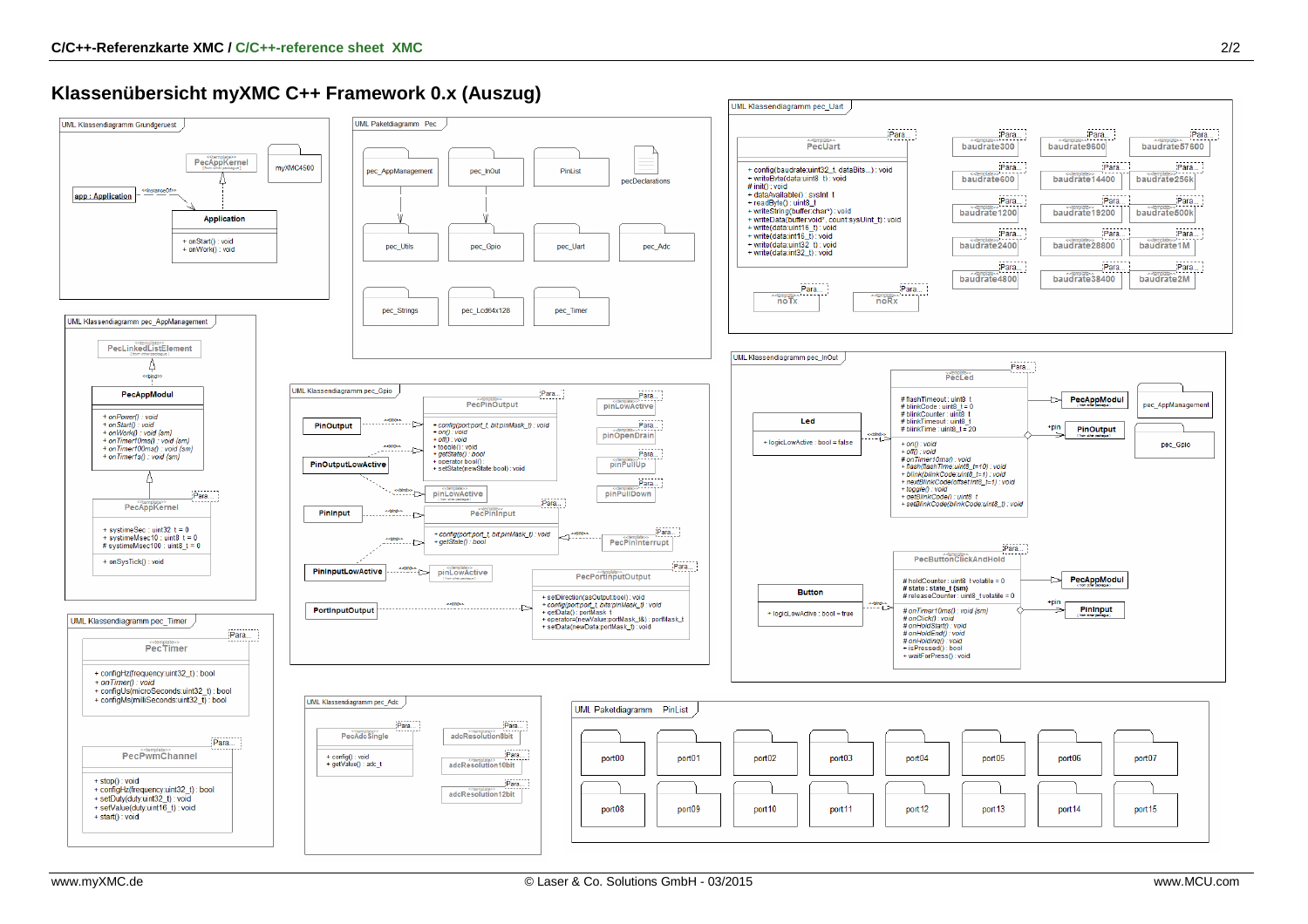# Klassenübersicht myXMC C++ Framework 0.x (Auszug)

## UML Klassendiagramm Grundgeruest

- PecAppKernel
- myXMC4500
- app : Application
- Application
  - + onStart() : void
  - + onWork() : void

## UML Paketdiagramm Pec

- pec_AppManagement
- pec_InOut
- PinList
- pecDeclarations
- pec_Utils
- pec_Gpio
- pec_Uart
- pec_Adc
- pec_Strings
- pec_Lcd64x128
- pec_Timer

## UML Klassendiagramm pec_Uart

**PecUart**

- + config(baudrate:uint32_t, dataBits...) : void
- + writeByte(data:uint8_t) : void
- # init() : void
- + dataAvailable() : sysInt_t
- + readByte() : uint8_t
- + writeString(buffer:char*) : void
- + writeData(buffer:void*, count:sysUint_t) : void
- + write(data:uint16_t) : void
- + write(data:int16_t) : void
- + write(data:uint32_t) : void
- + write(data:int32_t) : void

- noTx
- noRx
- baudrate300, baudrate9600, baudrate57600
- baudrate600, baudrate14400, baudrate256k
- baudrate1200, baudrate19200, baudrate500k
- baudrate2400, baudrate28800, baudrate1M
- baudrate4800, baudrate38400, baudrate2M

## UML Klassendiagramm pec_AppManagement

- PecLinkedListElement
- **PecAppModul**
  - + onPower() : void
  - + onStart() : void
  - + onWork() : void {sm}
  - + onTimer1(0ms)() : void {sm}
  - + onTimer10(0ms)() : void {sm}
  - + onTimer1s() : void {sm}
- **PecAppKernel**
  - + systimeSec : uint32_t = 0
  - + systimeMsec10 : uint8_t = 0
  - # systimeMsec100 : uint8_t = 0
  - + onSysTick() : void

## UML Klassendiagramm pec_Timer

**PecTimer**

- + configHz(frequency:uint32_t) : bool
- + onTimer() : void
- + configUs(microSeconds:uint32_t) : bool
- + configMs(milliSeconds:uint32_t) : bool

**PecPwmChannel**

- + stop() : void
- + configHz(frequency:uint32_t) : bool
- + setDuty(duty:uint32_t) : void
- + setValue(duty:uint16_t) : void
- + start() : void

## UML Klassendiagramm pec_Gpio

- PinOutput
- PinOutputLowActive
- PinInput
- PinInputLowActive
- PortInputOutput
- **PecPinOutput**
  - + config(port:port_t, bit:pinMask_t) : void
  - + on() : void
  - + off() : void
  - + toggle() : void
  - + getState() : bool
  - + operator bool() :
  - + setState(newState:bool) : void
- pinLowActive
- **PecPinInput**
  - + config(port:port_t, bit:pinMask_t) : void
  - + getState() : bool
- PecPinInterrupt
- pinLowActive, pinOpenDrain, pinPullUp, pinPullDown
- **PecPortInputOutput**
  - + setDirection(asOutput:bool) : void
  - + config(port:port_t, bits:pinMask_t) : void
  - + getData() : portMask_t
  - + operator=(newValue:portMask_t&) : portMask_t
  - + setData(newData:portMask_t) : void

## UML Klassendiagramm pec_InOut

**PecLed**

- # flashTimeout : uint8_t
- # blinkCode : uint8_t = 0
- # blinkCounter : uint8_t
- # blinkCount : uint8_t
- # blinkTime : uint8_t = 20
- + on() : void
- + off() : void
- # onTimer10ms() : void
- + flash(flashTime:uint8_t=10) : void
- + blink(blinkCode:uint8_t=1) : void
- + nextBlinkCode(offset:int8_t=1) : void
- + toggle() : void
- + getBlinkCode() : uint8_t
- + setBlinkCode(blinkCode:uint8_t) : void

**Led**

- + logicLowActive : bool = false

**PecButtonClickAndHold**

- # holdCounter : uint8_t volatile = 0
- # state : state_t {sm}
- # releaseCounter : uint8_t volatile = 0
- # onTimer10ms() : void {sm}
- # onClick() : void
- # onHoldStart() : void
- # onHoldEnd() : void
- # onHolding() : void
- + isPressed() : bool
- + waitForPress() : void

**Button**

- + logicLowActive : bool = true

- PecAppModul, PinOutput (+pin), PinInput (+pin)
- pec_AppManagement, pec_Gpio

## UML Klassendiagramm pec_Adc

**PecAdcSingle**

- + config() : void
- + getValue() : adc_t

- adcResolution8bit
- adcResolution10bit
- adcResolution12bit

## UML Paketdiagramm PinList

port00, port01, port02, port03, port04, port05, port06, port07, port08, port09, port10, port11, port12, port13, port14, port15